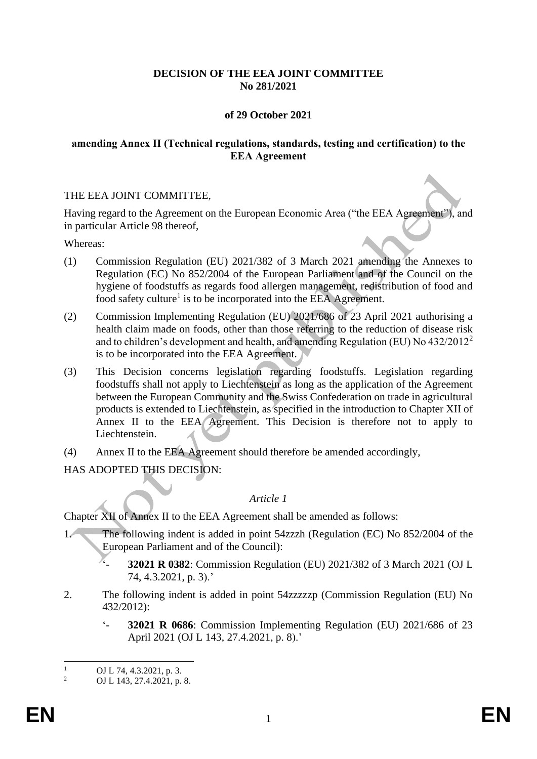**DECISION OF THE EEA JOINT COMMITTEE**
**No 281/2021**

**of 29 October 2021**

**amending Annex II (Technical regulations, standards, testing and certification) to the EEA Agreement**

THE EEA JOINT COMMITTEE,

Having regard to the Agreement on the European Economic Area ("the EEA Agreement"), and in particular Article 98 thereof,

Whereas:

(1) Commission Regulation (EU) 2021/382 of 3 March 2021 amending the Annexes to Regulation (EC) No 852/2004 of the European Parliament and of the Council on the hygiene of foodstuffs as regards food allergen management, redistribution of food and food safety culture[1] is to be incorporated into the EEA Agreement.

(2) Commission Implementing Regulation (EU) 2021/686 of 23 April 2021 authorising a health claim made on foods, other than those referring to the reduction of disease risk and to children's development and health, and amending Regulation (EU) No 432/2012[2] is to be incorporated into the EEA Agreement.

(3) This Decision concerns legislation regarding foodstuffs. Legislation regarding foodstuffs shall not apply to Liechtenstein as long as the application of the Agreement between the European Community and the Swiss Confederation on trade in agricultural products is extended to Liechtenstein, as specified in the introduction to Chapter XII of Annex II to the EEA Agreement. This Decision is therefore not to apply to Liechtenstein.

(4) Annex II to the EEA Agreement should therefore be amended accordingly,

HAS ADOPTED THIS DECISION:

*Article 1*

Chapter XII of Annex II to the EEA Agreement shall be amended as follows:

1. The following indent is added in point 54zzzh (Regulation (EC) No 852/2004 of the European Parliament and of the Council):

   '- **32021 R 0382**: Commission Regulation (EU) 2021/382 of 3 March 2021 (OJ L 74, 4.3.2021, p. 3).'

2. The following indent is added in point 54zzzzzp (Commission Regulation (EU) No 432/2012):

   '- **32021 R 0686**: Commission Implementing Regulation (EU) 2021/686 of 23 April 2021 (OJ L 143, 27.4.2021, p. 8).'

---

[1] OJ L 74, 4.3.2021, p. 3.

[2] OJ L 143, 27.4.2021, p. 8.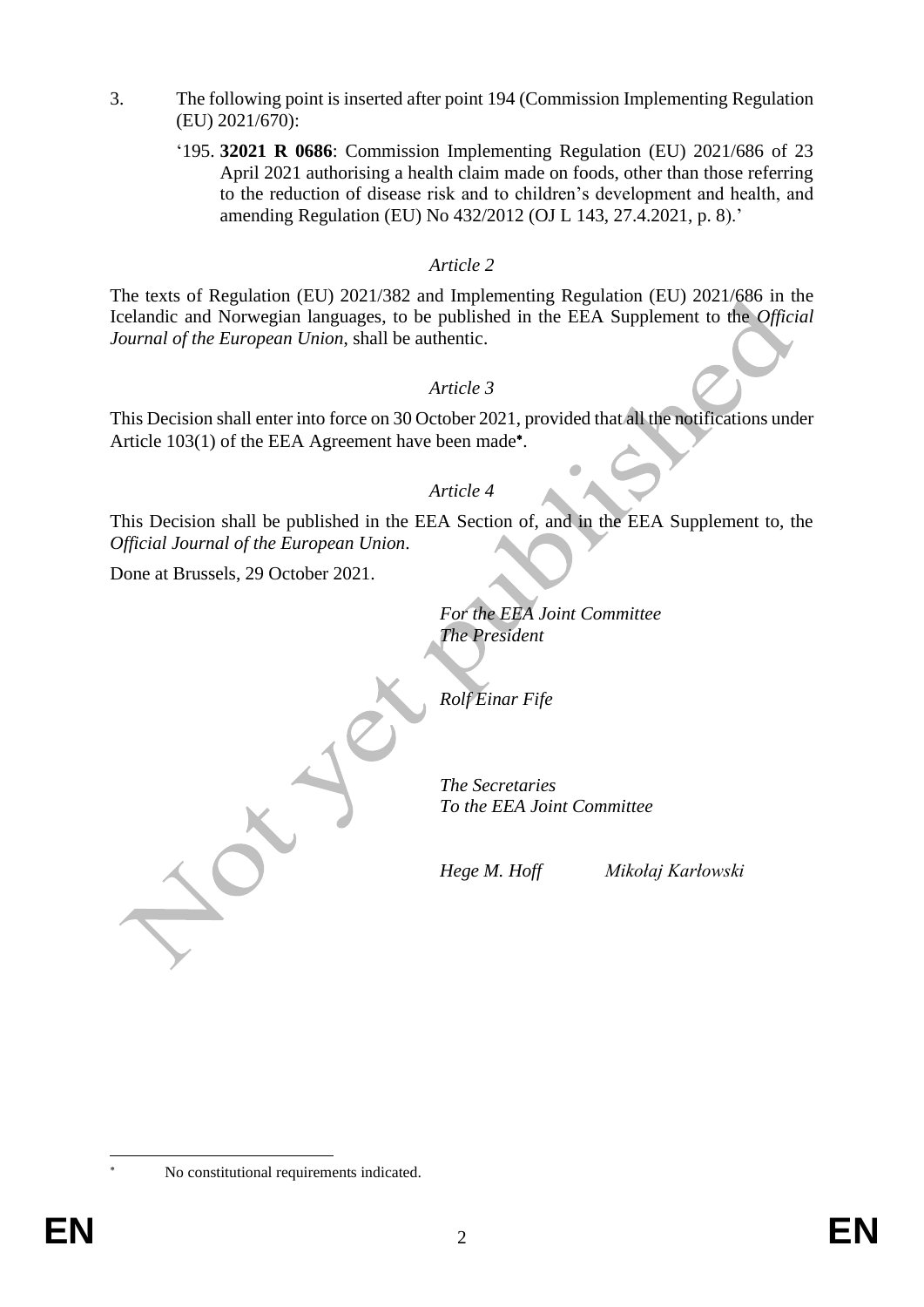3. The following point is inserted after point 194 (Commission Implementing Regulation (EU) 2021/670):

   '195. **32021 R 0686**: Commission Implementing Regulation (EU) 2021/686 of 23 April 2021 authorising a health claim made on foods, other than those referring to the reduction of disease risk and to children's development and health, and amending Regulation (EU) No 432/2012 (OJ L 143, 27.4.2021, p. 8).'

*Article 2*

The texts of Regulation (EU) 2021/382 and Implementing Regulation (EU) 2021/686 in the Icelandic and Norwegian languages, to be published in the EEA Supplement to the *Official Journal of the European Union*, shall be authentic.

*Article 3*

This Decision shall enter into force on 30 October 2021, provided that all the notifications under Article 103(1) of the EEA Agreement have been made[*].

*Article 4*

This Decision shall be published in the EEA Section of, and in the EEA Supplement to, the *Official Journal of the European Union*.

Done at Brussels, 29 October 2021.

*For the EEA Joint Committee*
*The President*

*Rolf Einar Fife*

*The Secretaries*
*To the EEA Joint Committee*

*Hege M. Hoff* *Mikołaj Karłowski*

[*] No constitutional requirements indicated.